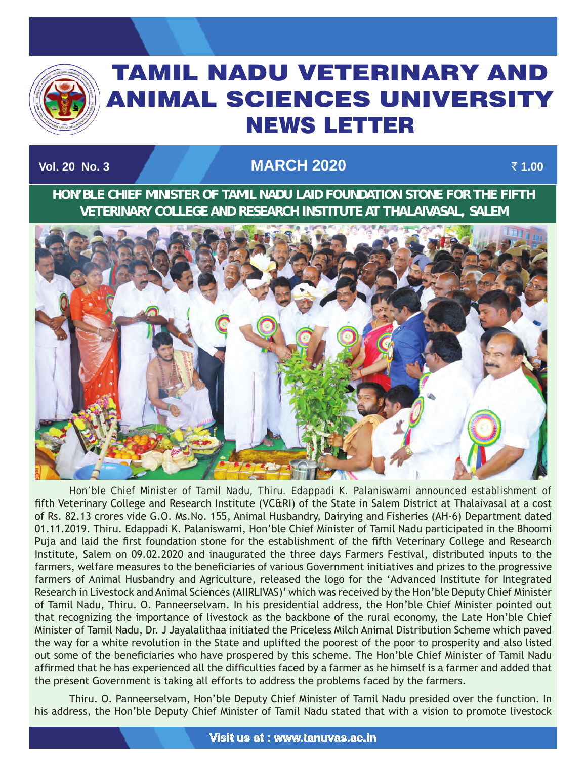# TAMIL NADU VETERINARY AND ANIMAL SCIENCES UNIVERSITY NEWS LETTER

**Vol. 20 No. 3** **MARCH 2020** **₹ 1.00**

## HON'BLE CHIEF MINISTER OF TAMIL NADU LAID FOUNDATION STONE FOR THE FIFTH VETERINARY COLLEGE AND RESEARCH INSTITUTE AT THALAIVASAL, SALEM

Hon'ble Chief Minister of Tamil Nadu, Thiru. Edappadi K. Palaniswami announced establishment of fifth Veterinary College and Research Institute (VC&RI) of the State in Salem District at Thalaivasal at a cost of Rs. 82.13 crores vide G.O. Ms.No. 155, Animal Husbandry, Dairying and Fisheries (AH-6) Department dated 01.11.2019. Thiru. Edappadi K. Palaniswami, Hon'ble Chief Minister of Tamil Nadu participated in the Bhoomi Puja and laid the first foundation stone for the establishment of the fifth Veterinary College and Research Institute, Salem on 09.02.2020 and inaugurated the three days Farmers Festival, distributed inputs to the farmers, welfare measures to the beneficiaries of various Government initiatives and prizes to the progressive farmers of Animal Husbandry and Agriculture, released the logo for the 'Advanced Institute for Integrated Research in Livestock and Animal Sciences (AIIRLIVAS)' which was received by the Hon'ble Deputy Chief Minister of Tamil Nadu, Thiru. O. Panneerselvam. In his presidential address, the Hon'ble Chief Minister pointed out that recognizing the importance of livestock as the backbone of the rural economy, the Late Hon'ble Chief Minister of Tamil Nadu, Dr. J Jayalalithaa initiated the Priceless Milch Animal Distribution Scheme which paved the way for a white revolution in the State and uplifted the poorest of the poor to prosperity and also listed out some of the beneficiaries who have prospered by this scheme. The Hon'ble Chief Minister of Tamil Nadu affirmed that he has experienced all the difficulties faced by a farmer as he himself is a farmer and added that the present Government is taking all efforts to address the problems faced by the farmers.

Thiru. O. Panneerselvam, Hon'ble Deputy Chief Minister of Tamil Nadu presided over the function. In his address, the Hon'ble Deputy Chief Minister of Tamil Nadu stated that with a vision to promote livestock

Visit us at : www.tanuvas.ac.in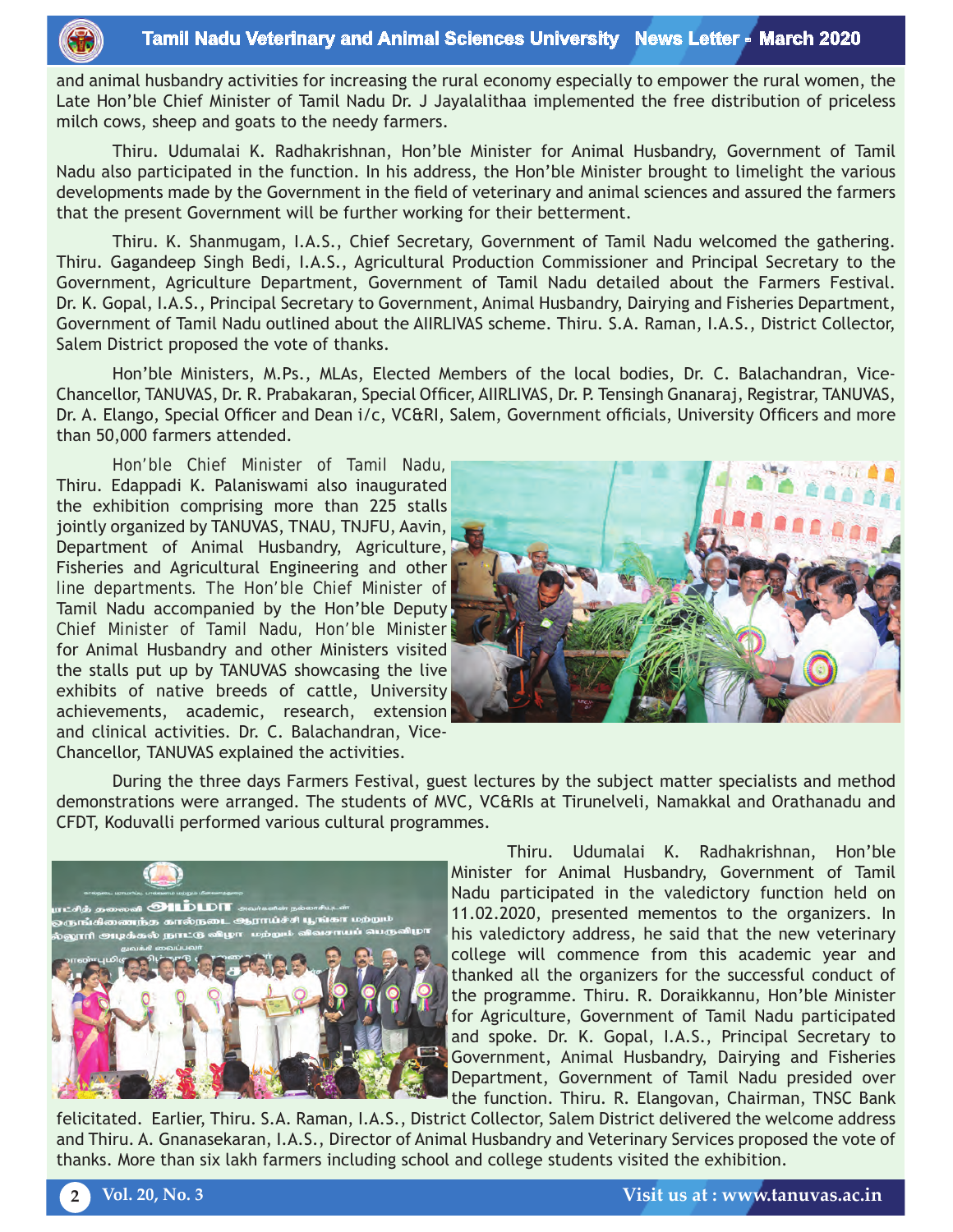and animal husbandry activities for increasing the rural economy especially to empower the rural women, the Late Hon'ble Chief Minister of Tamil Nadu Dr. J Jayalalithaa implemented the free distribution of priceless milch cows, sheep and goats to the needy farmers.

Thiru. Udumalai K. Radhakrishnan, Hon'ble Minister for Animal Husbandry, Government of Tamil Nadu also participated in the function. In his address, the Hon'ble Minister brought to limelight the various developments made by the Government in the field of veterinary and animal sciences and assured the farmers that the present Government will be further working for their betterment.

Thiru. K. Shanmugam, I.A.S., Chief Secretary, Government of Tamil Nadu welcomed the gathering. Thiru. Gagandeep Singh Bedi, I.A.S., Agricultural Production Commissioner and Principal Secretary to the Government, Agriculture Department, Government of Tamil Nadu detailed about the Farmers Festival. Dr. K. Gopal, I.A.S., Principal Secretary to Government, Animal Husbandry, Dairying and Fisheries Department, Government of Tamil Nadu outlined about the AIIRLIVAS scheme. Thiru. S.A. Raman, I.A.S., District Collector, Salem District proposed the vote of thanks.

Hon'ble Ministers, M.Ps., MLAs, Elected Members of the local bodies, Dr. C. Balachandran, Vice-Chancellor, TANUVAS, Dr. R. Prabakaran, Special Officer, AIIRLIVAS, Dr. P. Tensingh Gnanaraj, Registrar, TANUVAS, Dr. A. Elango, Special Officer and Dean i/c, VC&RI, Salem, Government officials, University Officers and more than 50,000 farmers attended.

Hon'ble Chief Minister of Tamil Nadu, Thiru. Edappadi K. Palaniswami also inaugurated the exhibition comprising more than 225 stalls jointly organized by TANUVAS, TNAU, TNJFU, Aavin, Department of Animal Husbandry, Agriculture, Fisheries and Agricultural Engineering and other line departments. The Hon'ble Chief Minister of Tamil Nadu accompanied by the Hon'ble Deputy Chief Minister of Tamil Nadu, Hon'ble Minister for Animal Husbandry and other Ministers visited the stalls put up by TANUVAS showcasing the live exhibits of native breeds of cattle, University achievements, academic, research, extension and clinical activities. Dr. C. Balachandran, Vice-Chancellor, TANUVAS explained the activities.

During the three days Farmers Festival, guest lectures by the subject matter specialists and method demonstrations were arranged. The students of MVC, VC&RIs at Tirunelveli, Namakkal and Orathanadu and CFDT, Koduvalli performed various cultural programmes.

Thiru. Udumalai K. Radhakrishnan, Hon'ble Minister for Animal Husbandry, Government of Tamil Nadu participated in the valedictory function held on 11.02.2020, presented mementos to the organizers. In his valedictory address, he said that the new veterinary college will commence from this academic year and thanked all the organizers for the successful conduct of the programme. Thiru. R. Doraikkannu, Hon'ble Minister for Agriculture, Government of Tamil Nadu participated and spoke. Dr. K. Gopal, I.A.S., Principal Secretary to Government, Animal Husbandry, Dairying and Fisheries Department, Government of Tamil Nadu presided over the function. Thiru. R. Elangovan, Chairman, TNSC Bank felicitated. Earlier, Thiru. S.A. Raman, I.A.S., District Collector, Salem District delivered the welcome address and Thiru. A. Gnanasekaran, I.A.S., Director of Animal Husbandry and Veterinary Services proposed the vote of thanks. More than six lakh farmers including school and college students visited the exhibition.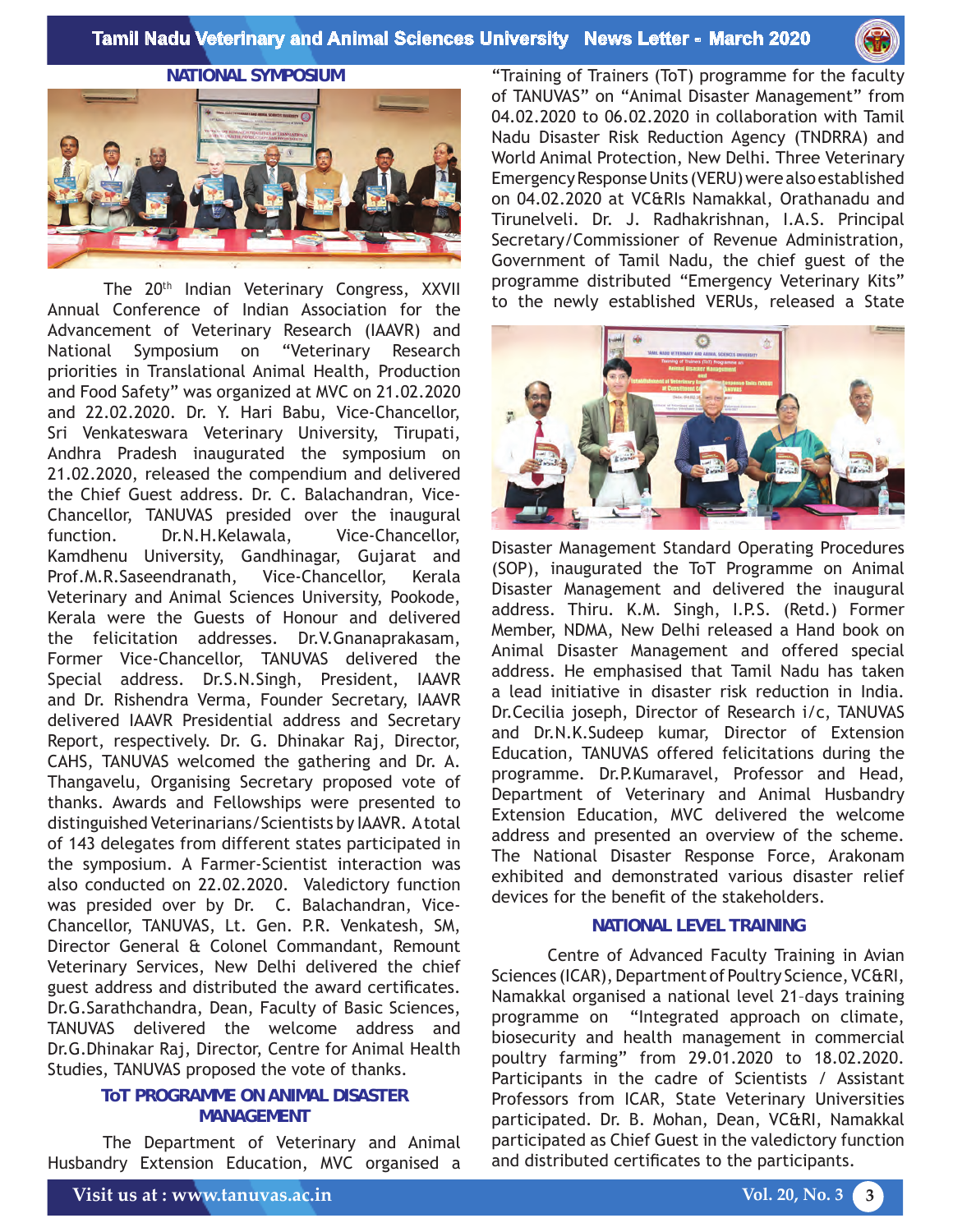## NATIONAL SYMPOSIUM

The 20th Indian Veterinary Congress, XXVII Annual Conference of Indian Association for the Advancement of Veterinary Research (IAAVR) and National Symposium on "Veterinary Research priorities in Translational Animal Health, Production and Food Safety" was organized at MVC on 21.02.2020 and 22.02.2020. Dr. Y. Hari Babu, Vice-Chancellor, Sri Venkateswara Veterinary University, Tirupati, Andhra Pradesh inaugurated the symposium on 21.02.2020, released the compendium and delivered the Chief Guest address. Dr. C. Balachandran, Vice-Chancellor, TANUVAS presided over the inaugural function. Dr.N.H.Kelawala, Vice-Chancellor, Kamdhenu University, Gandhinagar, Gujarat and Prof.M.R.Saseendranath, Vice-Chancellor, Kerala Veterinary and Animal Sciences University, Pookode, Kerala were the Guests of Honour and delivered the felicitation addresses. Dr.V.Gnanaprakasam, Former Vice-Chancellor, TANUVAS delivered the Special address. Dr.S.N.Singh, President, IAAVR and Dr. Rishendra Verma, Founder Secretary, IAAVR delivered IAAVR Presidential address and Secretary Report, respectively. Dr. G. Dhinakar Raj, Director, CAHS, TANUVAS welcomed the gathering and Dr. A. Thangavelu, Organising Secretary proposed vote of thanks. Awards and Fellowships were presented to distinguished Veterinarians/Scientists by IAAVR. A total of 143 delegates from different states participated in the symposium. A Farmer-Scientist interaction was also conducted on 22.02.2020. Valedictory function was presided over by Dr. C. Balachandran, Vice-Chancellor, TANUVAS, Lt. Gen. P.R. Venkatesh, SM, Director General & Colonel Commandant, Remount Veterinary Services, New Delhi delivered the chief guest address and distributed the award certificates. Dr.G.Sarathchandra, Dean, Faculty of Basic Sciences, TANUVAS delivered the welcome address and Dr.G.Dhinakar Raj, Director, Centre for Animal Health Studies, TANUVAS proposed the vote of thanks.

## ToT PROGRAMME ON ANIMAL DISASTER MANAGEMENT

The Department of Veterinary and Animal Husbandry Extension Education, MVC organised a "Training of Trainers (ToT) programme for the faculty of TANUVAS" on "Animal Disaster Management" from 04.02.2020 to 06.02.2020 in collaboration with Tamil Nadu Disaster Risk Reduction Agency (TNDRRA) and World Animal Protection, New Delhi. Three Veterinary Emergency Response Units (VERU) were also established on 04.02.2020 at VC&RIs Namakkal, Orathanadu and Tirunelveli. Dr. J. Radhakrishnan, I.A.S. Principal Secretary/Commissioner of Revenue Administration, Government of Tamil Nadu, the chief guest of the programme distributed "Emergency Veterinary Kits" to the newly established VERUs, released a State Disaster Management Standard Operating Procedures (SOP), inaugurated the ToT Programme on Animal Disaster Management and delivered the inaugural address. Thiru. K.M. Singh, I.P.S. (Retd.) Former Member, NDMA, New Delhi released a Hand book on Animal Disaster Management and offered special address. He emphasised that Tamil Nadu has taken a lead initiative in disaster risk reduction in India. Dr.Cecilia joseph, Director of Research i/c, TANUVAS and Dr.N.K.Sudeep kumar, Director of Extension Education, TANUVAS offered felicitations during the programme. Dr.P.Kumaravel, Professor and Head, Department of Veterinary and Animal Husbandry Extension Education, MVC delivered the welcome address and presented an overview of the scheme. The National Disaster Response Force, Arakonam exhibited and demonstrated various disaster relief devices for the benefit of the stakeholders.

## NATIONAL LEVEL TRAINING

Centre of Advanced Faculty Training in Avian Sciences (ICAR), Department of Poultry Science, VC&RI, Namakkal organised a national level 21-days training programme on "Integrated approach on climate, biosecurity and health management in commercial poultry farming" from 29.01.2020 to 18.02.2020. Participants in the cadre of Scientists / Assistant Professors from ICAR, State Veterinary Universities participated. Dr. B. Mohan, Dean, VC&RI, Namakkal participated as Chief Guest in the valedictory function and distributed certificates to the participants.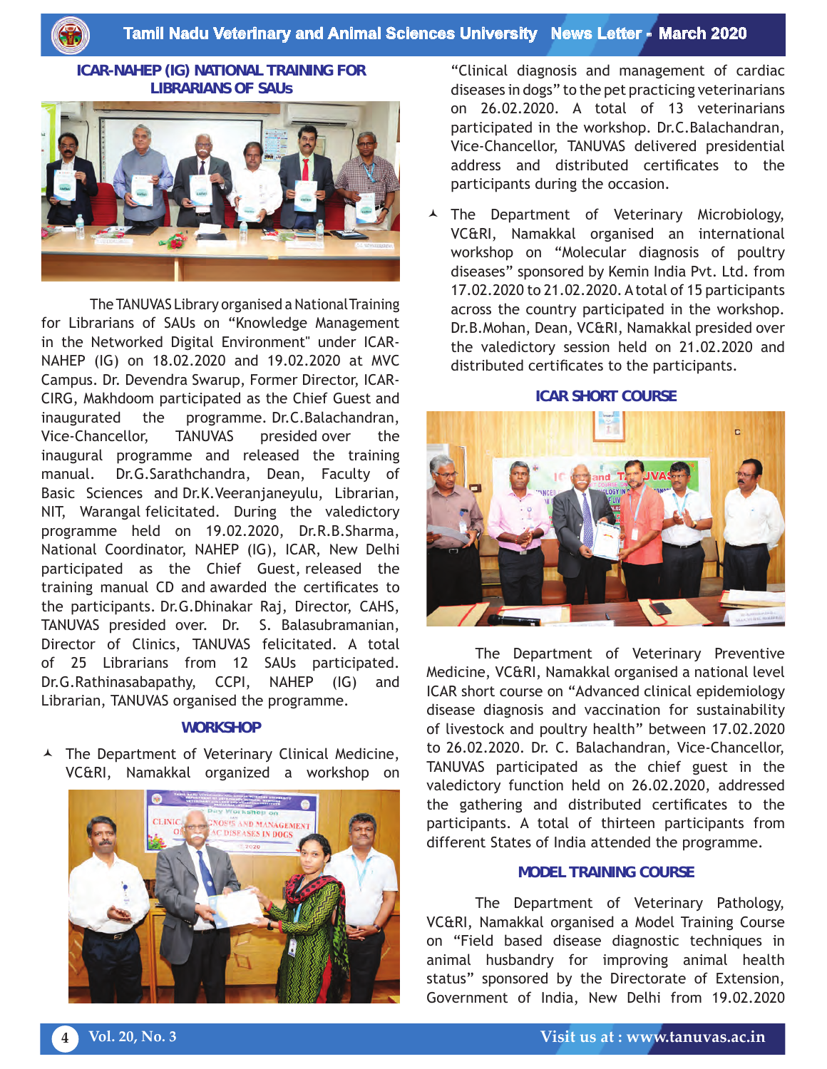## ICAR-NAHEP (IG) NATIONAL TRAINING FOR LIBRARIANS OF SAUs

The TANUVAS Library organised a National Training for Librarians of SAUs on "Knowledge Management in the Networked Digital Environment" under ICAR-NAHEP (IG) on 18.02.2020 and 19.02.2020 at MVC Campus. Dr. Devendra Swarup, Former Director, ICAR-CIRG, Makhdoom participated as the Chief Guest and inaugurated the programme. Dr.C.Balachandran, Vice-Chancellor, TANUVAS presided over the inaugural programme and released the training manual. Dr.G.Sarathchandra, Dean, Faculty of Basic Sciences and Dr.K.Veeranjaneyulu, Librarian, NIT, Warangal felicitated. During the valedictory programme held on 19.02.2020, Dr.R.B.Sharma, National Coordinator, NAHEP (IG), ICAR, New Delhi participated as the Chief Guest, released the training manual CD and awarded the certificates to the participants. Dr.G.Dhinakar Raj, Director, CAHS, TANUVAS presided over. Dr. S. Balasubramanian, Director of Clinics, TANUVAS felicitated. A total of 25 Librarians from 12 SAUs participated. Dr.G.Rathinasabapathy, CCPI, NAHEP (IG) and Librarian, TANUVAS organised the programme.

## WORKSHOP

- The Department of Veterinary Clinical Medicine, VC&RI, Namakkal organized a workshop on "Clinical diagnosis and management of cardiac diseases in dogs" to the pet practicing veterinarians on 26.02.2020. A total of 13 veterinarians participated in the workshop. Dr.C.Balachandran, Vice-Chancellor, TANUVAS delivered presidential address and distributed certificates to the participants during the occasion.
- The Department of Veterinary Microbiology, VC&RI, Namakkal organised an international workshop on "Molecular diagnosis of poultry diseases" sponsored by Kemin India Pvt. Ltd. from 17.02.2020 to 21.02.2020. A total of 15 participants across the country participated in the workshop. Dr.B.Mohan, Dean, VC&RI, Namakkal presided over the valedictory session held on 21.02.2020 and distributed certificates to the participants.

## ICAR SHORT COURSE

The Department of Veterinary Preventive Medicine, VC&RI, Namakkal organised a national level ICAR short course on "Advanced clinical epidemiology disease diagnosis and vaccination for sustainability of livestock and poultry health" between 17.02.2020 to 26.02.2020. Dr. C. Balachandran, Vice-Chancellor, TANUVAS participated as the chief guest in the valedictory function held on 26.02.2020, addressed the gathering and distributed certificates to the participants. A total of thirteen participants from different States of India attended the programme.

## MODEL TRAINING COURSE

The Department of Veterinary Pathology, VC&RI, Namakkal organised a Model Training Course on "Field based disease diagnostic techniques in animal husbandry for improving animal health status" sponsored by the Directorate of Extension, Government of India, New Delhi from 19.02.2020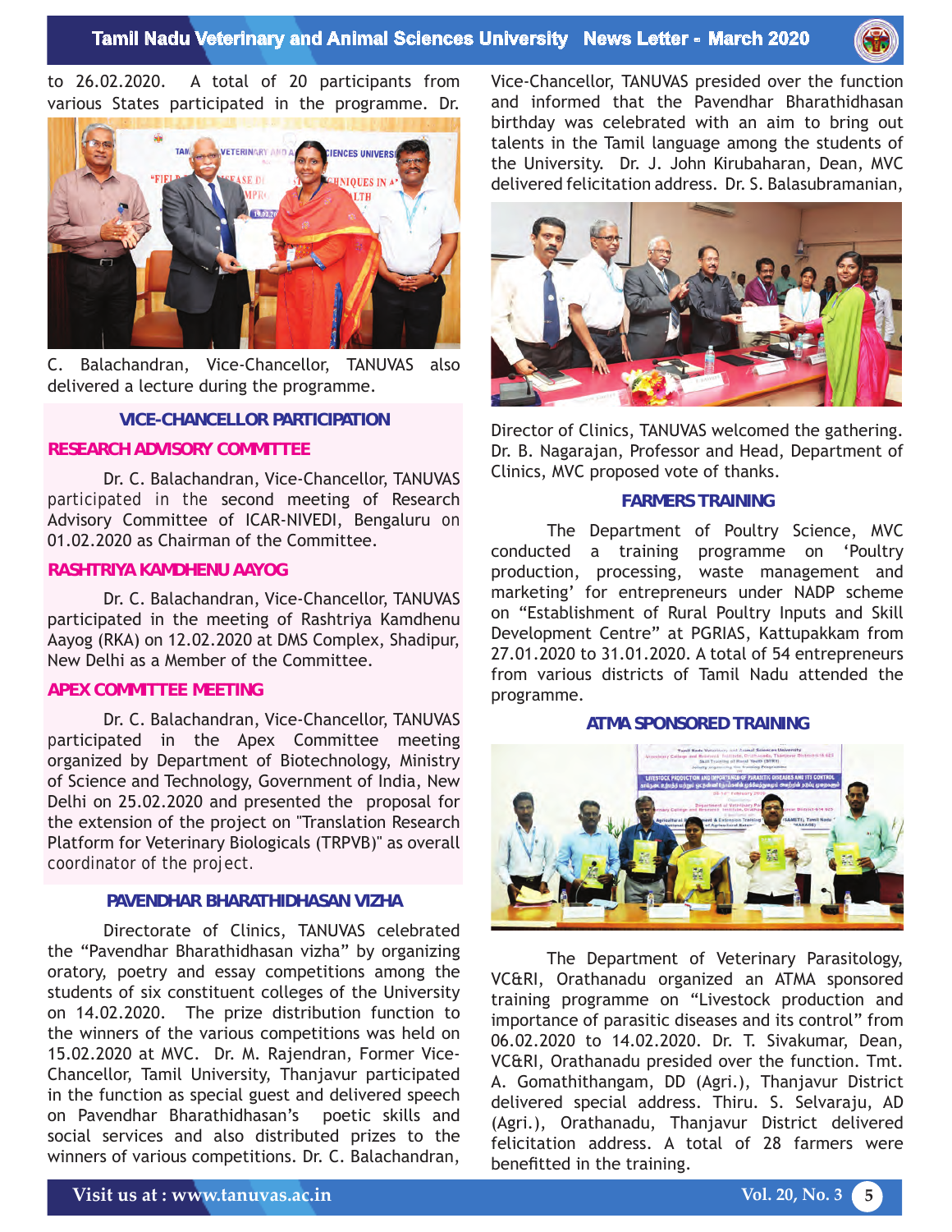to 26.02.2020. A total of 20 participants from various States participated in the programme. Dr. C. Balachandran, Vice-Chancellor, TANUVAS also delivered a lecture during the programme.

## VICE-CHANCELLOR PARTICIPATION

### RESEARCH ADVISORY COMMITTEE

Dr. C. Balachandran, Vice-Chancellor, TANUVAS participated in the second meeting of Research Advisory Committee of ICAR-NIVEDI, Bengaluru on 01.02.2020 as Chairman of the Committee.

### RASHTRIYA KAMDHENU AAYOG

Dr. C. Balachandran, Vice-Chancellor, TANUVAS participated in the meeting of Rashtriya Kamdhenu Aayog (RKA) on 12.02.2020 at DMS Complex, Shadipur, New Delhi as a Member of the Committee.

### APEX COMMITTEE MEETING

Dr. C. Balachandran, Vice-Chancellor, TANUVAS participated in the Apex Committee meeting organized by Department of Biotechnology, Ministry of Science and Technology, Government of India, New Delhi on 25.02.2020 and presented the proposal for the extension of the project on "Translation Research Platform for Veterinary Biologicals (TRPVB)" as overall coordinator of the project.

## PAVENDHAR BHARATHIDHASAN VIZHA

Directorate of Clinics, TANUVAS celebrated the "Pavendhar Bharathidhasan vizha" by organizing oratory, poetry and essay competitions among the students of six constituent colleges of the University on 14.02.2020. The prize distribution function to the winners of the various competitions was held on 15.02.2020 at MVC. Dr. M. Rajendran, Former Vice-Chancellor, Tamil University, Thanjavur participated in the function as special guest and delivered speech on Pavendhar Bharathidhasan's poetic skills and social services and also distributed prizes to the winners of various competitions. Dr. C. Balachandran, Vice-Chancellor, TANUVAS presided over the function and informed that the Pavendhar Bharathidhasan birthday was celebrated with an aim to bring out talents in the Tamil language among the students of the University. Dr. J. John Kirubaharan, Dean, MVC delivered felicitation address. Dr. S. Balasubramanian, Director of Clinics, TANUVAS welcomed the gathering. Dr. B. Nagarajan, Professor and Head, Department of Clinics, MVC proposed vote of thanks.

## FARMERS TRAINING

The Department of Poultry Science, MVC conducted a training programme on 'Poultry production, processing, waste management and marketing' for entrepreneurs under NADP scheme on "Establishment of Rural Poultry Inputs and Skill Development Centre" at PGRIAS, Kattupakkam from 27.01.2020 to 31.01.2020. A total of 54 entrepreneurs from various districts of Tamil Nadu attended the programme.

## ATMA SPONSORED TRAINING

The Department of Veterinary Parasitology, VC&RI, Orathanadu organized an ATMA sponsored training programme on "Livestock production and importance of parasitic diseases and its control" from 06.02.2020 to 14.02.2020. Dr. T. Sivakumar, Dean, VC&RI, Orathanadu presided over the function. Tmt. A. Gomathithangam, DD (Agri.), Thanjavur District delivered special address. Thiru. S. Selvaraju, AD (Agri.), Orathanadu, Thanjavur District delivered felicitation address. A total of 28 farmers were benefitted in the training.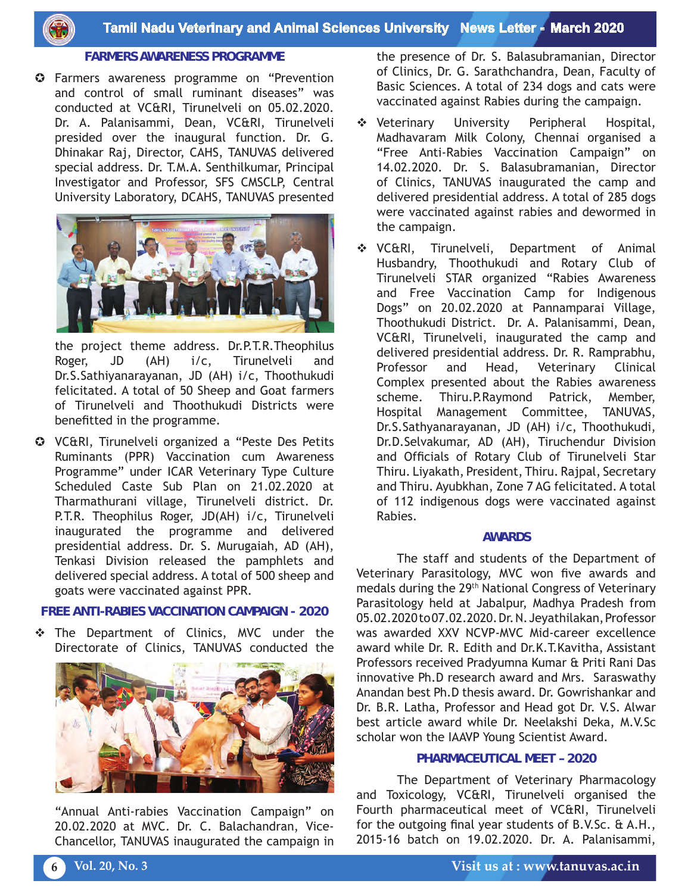## FARMERS AWARENESS PROGRAMME

- Farmers awareness programme on "Prevention and control of small ruminant diseases" was conducted at VC&RI, Tirunelveli on 05.02.2020. Dr. A. Palanisammi, Dean, VC&RI, Tirunelveli presided over the inaugural function. Dr. G. Dhinakar Raj, Director, CAHS, TANUVAS delivered special address. Dr. T.M.A. Senthilkumar, Principal Investigator and Professor, SFS CMSCLP, Central University Laboratory, DCAHS, TANUVAS presented the project theme address. Dr.P.T.R.Theophilus Roger, JD (AH) i/c, Tirunelveli and Dr.S.Sathiyanarayanan, JD (AH) i/c, Thoothukudi felicitated. A total of 50 Sheep and Goat farmers of Tirunelveli and Thoothukudi Districts were benefitted in the programme.

- VC&RI, Tirunelveli organized a "Peste Des Petits Ruminants (PPR) Vaccination cum Awareness Programme" under ICAR Veterinary Type Culture Scheduled Caste Sub Plan on 21.02.2020 at Tharmathurani village, Tirunelveli district. Dr. P.T.R. Theophilus Roger, JD(AH) i/c, Tirunelveli inaugurated the programme and delivered presidential address. Dr. S. Murugaiah, AD (AH), Tenkasi Division released the pamphlets and delivered special address. A total of 500 sheep and goats were vaccinated against PPR.

## FREE ANTI-RABIES VACCINATION CAMPAIGN - 2020

- The Department of Clinics, MVC under the Directorate of Clinics, TANUVAS conducted the "Annual Anti-rabies Vaccination Campaign" on 20.02.2020 at MVC. Dr. C. Balachandran, Vice-Chancellor, TANUVAS inaugurated the campaign in the presence of Dr. S. Balasubramanian, Director of Clinics, Dr. G. Sarathchandra, Dean, Faculty of Basic Sciences. A total of 234 dogs and cats were vaccinated against Rabies during the campaign.

- Veterinary University Peripheral Hospital, Madhavaram Milk Colony, Chennai organised a "Free Anti-Rabies Vaccination Campaign" on 14.02.2020. Dr. S. Balasubramanian, Director of Clinics, TANUVAS inaugurated the camp and delivered presidential address. A total of 285 dogs were vaccinated against rabies and dewormed in the campaign.

- VC&RI, Tirunelveli, Department of Animal Husbandry, Thoothukudi and Rotary Club of Tirunelveli STAR organized "Rabies Awareness and Free Vaccination Camp for Indigenous Dogs" on 20.02.2020 at Pannamparai Village, Thoothukudi District. Dr. A. Palanisammi, Dean, VC&RI, Tirunelveli, inaugurated the camp and delivered presidential address. Dr. R. Ramprabhu, Professor and Head, Veterinary Clinical Complex presented about the Rabies awareness scheme. Thiru.P.Raymond Patrick, Member, Hospital Management Committee, TANUVAS, Dr.S.Sathyanarayanan, JD (AH) i/c, Thoothukudi, Dr.D.Selvakumar, AD (AH), Tiruchendur Division and Officials of Rotary Club of Tirunelveli Star Thiru. Liyakath, President, Thiru. Rajpal, Secretary and Thiru. Ayubkhan, Zone 7 AG felicitated. A total of 112 indigenous dogs were vaccinated against Rabies.

## AWARDS

The staff and students of the Department of Veterinary Parasitology, MVC won five awards and medals during the 29th National Congress of Veterinary Parasitology held at Jabalpur, Madhya Pradesh from 05.02.2020 to 07.02.2020. Dr. N. Jeyathilakan, Professor was awarded XXV NCVP-MVC Mid-career excellence award while Dr. R. Edith and Dr.K.T.Kavitha, Assistant Professors received Pradyumna Kumar & Priti Rani Das innovative Ph.D research award and Mrs. Saraswathy Anandan best Ph.D thesis award. Dr. Gowrishankar and Dr. B.R. Latha, Professor and Head got Dr. V.S. Alwar best article award while Dr. Neelakshi Deka, M.V.Sc scholar won the IAAVP Young Scientist Award.

## PHARMACEUTICAL MEET – 2020

The Department of Veterinary Pharmacology and Toxicology, VC&RI, Tirunelveli organised the Fourth pharmaceutical meet of VC&RI, Tirunelveli for the outgoing final year students of B.V.Sc. & A.H., 2015-16 batch on 19.02.2020. Dr. A. Palanisammi,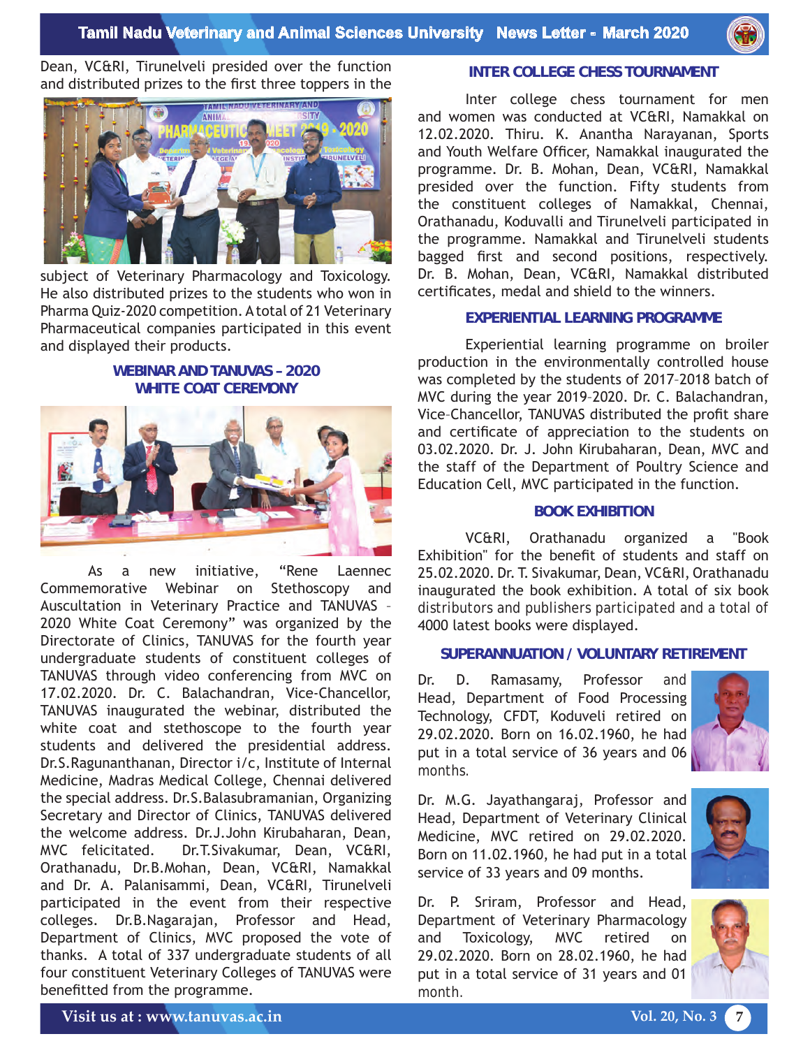Dean, VC&RI, Tirunelveli presided over the function and distributed prizes to the first three toppers in the subject of Veterinary Pharmacology and Toxicology. He also distributed prizes to the students who won in Pharma Quiz-2020 competition. A total of 21 Veterinary Pharmaceutical companies participated in this event and displayed their products.

### WEBINAR AND TANUVAS – 2020 WHITE COAT CEREMONY

As a new initiative, "Rene Laennec Commemorative Webinar on Stethoscopy and Auscultation in Veterinary Practice and TANUVAS – 2020 White Coat Ceremony" was organized by the Directorate of Clinics, TANUVAS for the fourth year undergraduate students of constituent colleges of TANUVAS through video conferencing from MVC on 17.02.2020. Dr. C. Balachandran, Vice-Chancellor, TANUVAS inaugurated the webinar, distributed the white coat and stethoscope to the fourth year students and delivered the presidential address. Dr.S.Ragunanthanan, Director i/c, Institute of Internal Medicine, Madras Medical College, Chennai delivered the special address. Dr.S.Balasubramanian, Organizing Secretary and Director of Clinics, TANUVAS delivered the welcome address. Dr.J.John Kirubaharan, Dean, MVC felicitated. Dr.T.Sivakumar, Dean, VC&RI, Orathanadu, Dr.B.Mohan, Dean, VC&RI, Namakkal and Dr. A. Palanisammi, Dean, VC&RI, Tirunelveli participated in the event from their respective colleges. Dr.B.Nagarajan, Professor and Head, Department of Clinics, MVC proposed the vote of thanks. A total of 337 undergraduate students of all four constituent Veterinary Colleges of TANUVAS were benefitted from the programme.

### INTER COLLEGE CHESS TOURNAMENT

Inter college chess tournament for men and women was conducted at VC&RI, Namakkal on 12.02.2020. Thiru. K. Anantha Narayanan, Sports and Youth Welfare Officer, Namakkal inaugurated the programme. Dr. B. Mohan, Dean, VC&RI, Namakkal presided over the function. Fifty students from the constituent colleges of Namakkal, Chennai, Orathanadu, Koduvalli and Tirunelveli participated in the programme. Namakkal and Tirunelveli students bagged first and second positions, respectively. Dr. B. Mohan, Dean, VC&RI, Namakkal distributed certificates, medal and shield to the winners.

### EXPERIENTIAL LEARNING PROGRAMME

Experiential learning programme on broiler production in the environmentally controlled house was completed by the students of 2017–2018 batch of MVC during the year 2019–2020. Dr. C. Balachandran, Vice-Chancellor, TANUVAS distributed the profit share and certificate of appreciation to the students on 03.02.2020. Dr. J. John Kirubaharan, Dean, MVC and the staff of the Department of Poultry Science and Education Cell, MVC participated in the function.

### BOOK EXHIBITION

VC&RI, Orathanadu organized a "Book Exhibition" for the benefit of students and staff on 25.02.2020. Dr. T. Sivakumar, Dean, VC&RI, Orathanadu inaugurated the book exhibition. A total of six book distributors and publishers participated and a total of 4000 latest books were displayed.

### SUPERANNUATION / VOLUNTARY RETIREMENT

Dr. D. Ramasamy, Professor and Head, Department of Food Processing Technology, CFDT, Koduveli retired on 29.02.2020. Born on 16.02.1960, he had put in a total service of 36 years and 06 months.

Dr. M.G. Jayathangaraj, Professor and Head, Department of Veterinary Clinical Medicine, MVC retired on 29.02.2020. Born on 11.02.1960, he had put in a total service of 33 years and 09 months.

Dr. P. Sriram, Professor and Head, Department of Veterinary Pharmacology and Toxicology, MVC retired on 29.02.2020. Born on 28.02.1960, he had put in a total service of 31 years and 01 month.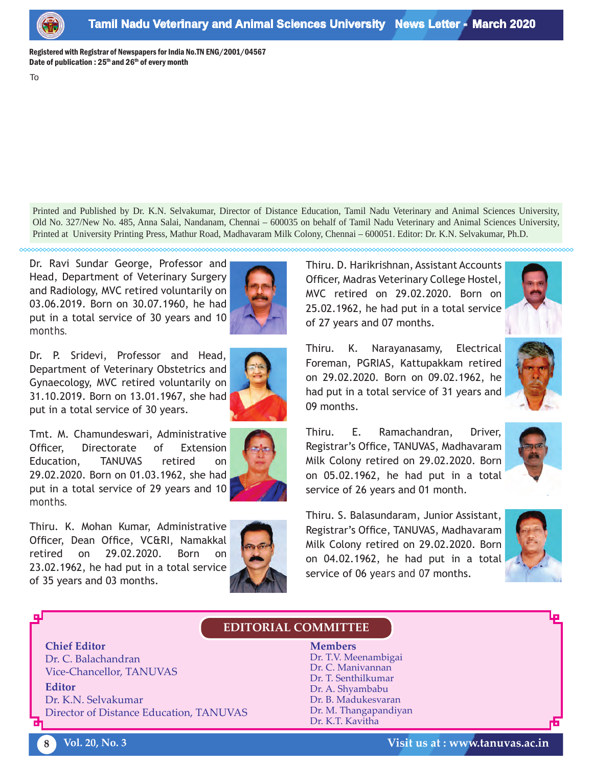Registered with Registrar of Newspapers for India No.TN ENG/2001/04567
Date of publication : 25th and 26th of every month

To

Printed and Published by Dr. K.N. Selvakumar, Director of Distance Education, Tamil Nadu Veterinary and Animal Sciences University, Old No. 327/New No. 485, Anna Salai, Nandanam, Chennai – 600035 on behalf of Tamil Nadu Veterinary and Animal Sciences University, Printed at University Printing Press, Mathur Road, Madhavaram Milk Colony, Chennai – 600051. Editor: Dr. K.N. Selvakumar, Ph.D.

Dr. Ravi Sundar George, Professor and Head, Department of Veterinary Surgery and Radiology, MVC retired voluntarily on 03.06.2019. Born on 30.07.1960, he had put in a total service of 30 years and 10 months.

Dr. P. Sridevi, Professor and Head, Department of Veterinary Obstetrics and Gynaecology, MVC retired voluntarily on 31.10.2019. Born on 13.01.1967, she had put in a total service of 30 years.

Tmt. M. Chamundeswari, Administrative Officer, Directorate of Extension Education, TANUVAS retired on 29.02.2020. Born on 01.03.1962, she had put in a total service of 29 years and 10 months.

Thiru. K. Mohan Kumar, Administrative Officer, Dean Office, VC&RI, Namakkal retired on 29.02.2020. Born on 23.02.1962, he had put in a total service of 35 years and 03 months.

Thiru. D. Harikrishnan, Assistant Accounts Officer, Madras Veterinary College Hostel, MVC retired on 29.02.2020. Born on 25.02.1962, he had put in a total service of 27 years and 07 months.

Thiru. K. Narayanasamy, Electrical Foreman, PGRIAS, Kattupakkam retired on 29.02.2020. Born on 09.02.1962, he had put in a total service of 31 years and 09 months.

Thiru. E. Ramachandran, Driver, Registrar's Office, TANUVAS, Madhavaram Milk Colony retired on 29.02.2020. Born on 05.02.1962, he had put in a total service of 26 years and 01 month.

Thiru. S. Balasundaram, Junior Assistant, Registrar's Office, TANUVAS, Madhavaram Milk Colony retired on 29.02.2020. Born on 04.02.1962, he had put in a total service of 06 years and 07 months.

## EDITORIAL COMMITTEE

**Chief Editor**
Dr. C. Balachandran
Vice-Chancellor, TANUVAS

**Editor**
Dr. K.N. Selvakumar
Director of Distance Education, TANUVAS

**Members**
Dr. T.V. Meenambigai
Dr. C. Manivannan
Dr. T. Senthilkumar
Dr. A. Shyambabu
Dr. B. Madukesvaran
Dr. M. Thangapandiyan
Dr. K.T. Kavitha

Visit us at : www.tanuvas.ac.in